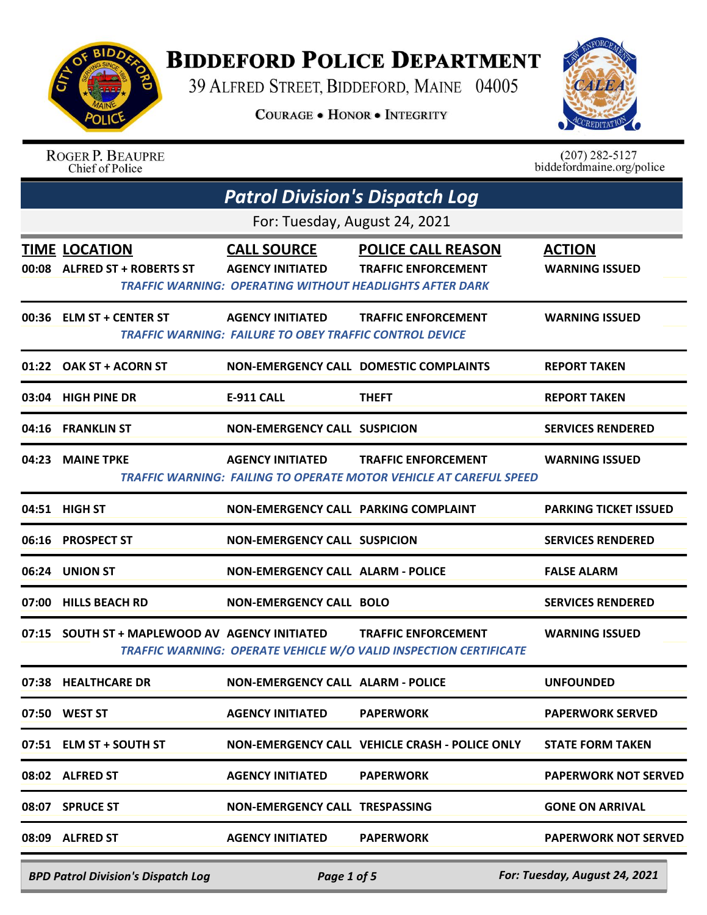# BIDDEFORD POLICE DEPARTMENT

39 ALFRED STREET, BIDDEFORD, MAINE 04005

COURAGE • HONOR • INTEGRITY

ROGER P. BEAUPRE
Chief of Police

(207) 282-5127
biddefordmaine.org/police

## Patrol Division's Dispatch Log

For: Tuesday, August 24, 2021

| TIME | LOCATION | CALL SOURCE | POLICE CALL REASON | ACTION |
|---|---|---|---|---|
| 00:08 | ALFRED ST + ROBERTS ST | AGENCY INITIATED | TRAFFIC ENFORCEMENT | WARNING ISSUED |
| | *TRAFFIC WARNING: OPERATING WITHOUT HEADLIGHTS AFTER DARK* | | | |
| 00:36 | ELM ST + CENTER ST | AGENCY INITIATED | TRAFFIC ENFORCEMENT | WARNING ISSUED |
| | *TRAFFIC WARNING: FAILURE TO OBEY TRAFFIC CONTROL DEVICE* | | | |
| 01:22 | OAK ST + ACORN ST | NON-EMERGENCY CALL | DOMESTIC COMPLAINTS | REPORT TAKEN |
| 03:04 | HIGH PINE DR | E-911 CALL | THEFT | REPORT TAKEN |
| 04:16 | FRANKLIN ST | NON-EMERGENCY CALL | SUSPICION | SERVICES RENDERED |
| 04:23 | MAINE TPKE | AGENCY INITIATED | TRAFFIC ENFORCEMENT | WARNING ISSUED |
| | *TRAFFIC WARNING: FAILING TO OPERATE MOTOR VEHICLE AT CAREFUL SPEED* | | | |
| 04:51 | HIGH ST | NON-EMERGENCY CALL | PARKING COMPLAINT | PARKING TICKET ISSUED |
| 06:16 | PROSPECT ST | NON-EMERGENCY CALL | SUSPICION | SERVICES RENDERED |
| 06:24 | UNION ST | NON-EMERGENCY CALL | ALARM - POLICE | FALSE ALARM |
| 07:00 | HILLS BEACH RD | NON-EMERGENCY CALL | BOLO | SERVICES RENDERED |
| 07:15 | SOUTH ST + MAPLEWOOD AV | AGENCY INITIATED | TRAFFIC ENFORCEMENT | WARNING ISSUED |
| | *TRAFFIC WARNING: OPERATE VEHICLE W/O VALID INSPECTION CERTIFICATE* | | | |
| 07:38 | HEALTHCARE DR | NON-EMERGENCY CALL | ALARM - POLICE | UNFOUNDED |
| 07:50 | WEST ST | AGENCY INITIATED | PAPERWORK | PAPERWORK SERVED |
| 07:51 | ELM ST + SOUTH ST | NON-EMERGENCY CALL | VEHICLE CRASH - POLICE ONLY | STATE FORM TAKEN |
| 08:02 | ALFRED ST | AGENCY INITIATED | PAPERWORK | PAPERWORK NOT SERVED |
| 08:07 | SPRUCE ST | NON-EMERGENCY CALL | TRESPASSING | GONE ON ARRIVAL |
| 08:09 | ALFRED ST | AGENCY INITIATED | PAPERWORK | PAPERWORK NOT SERVED |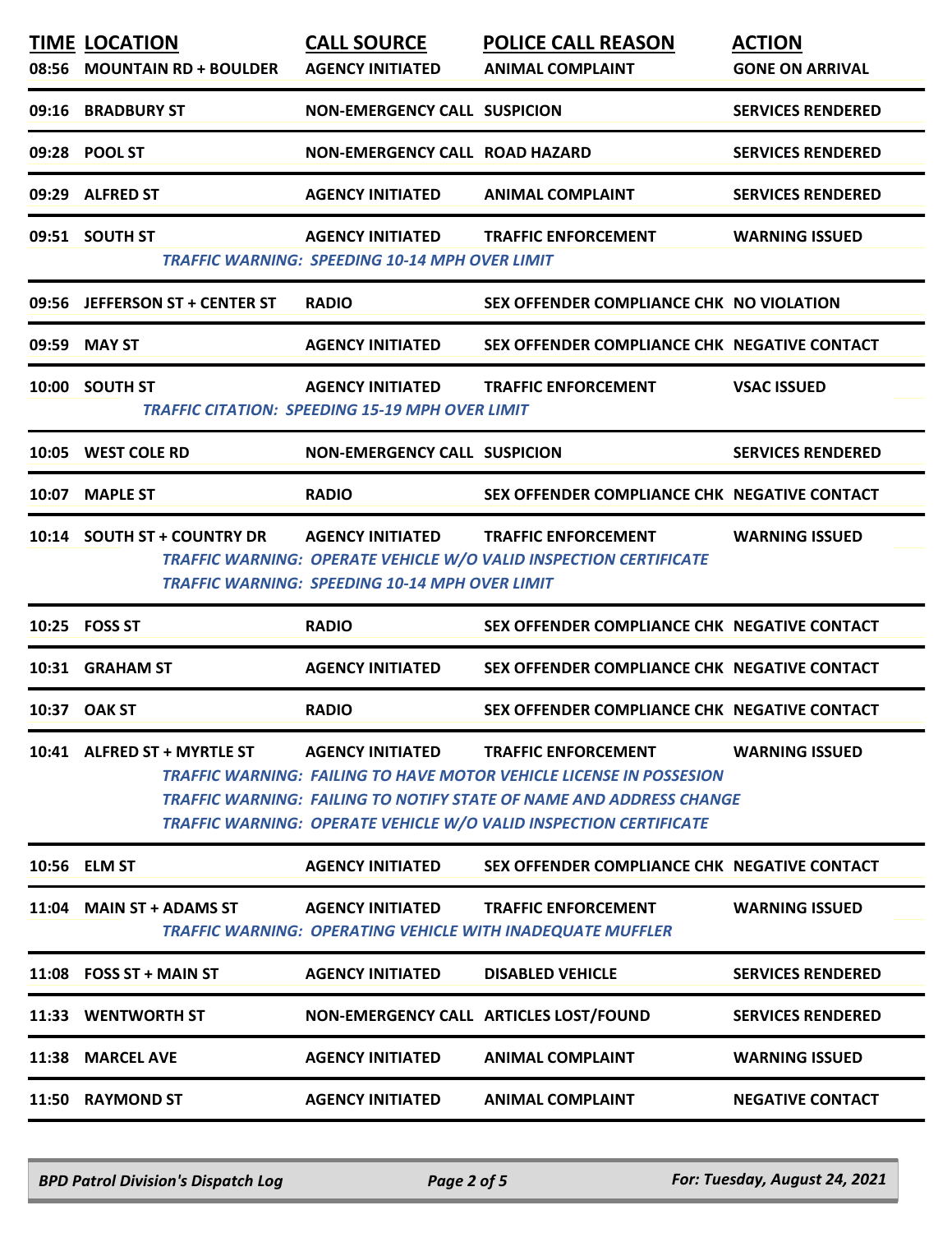| TIME | LOCATION | CALL SOURCE | POLICE CALL REASON | ACTION |
|---|---|---|---|---|
| 08:56 | MOUNTAIN RD + BOULDER | AGENCY INITIATED | ANIMAL COMPLAINT | GONE ON ARRIVAL |
| 09:16 | BRADBURY ST | NON-EMERGENCY CALL | SUSPICION | SERVICES RENDERED |
| 09:28 | POOL ST | NON-EMERGENCY CALL | ROAD HAZARD | SERVICES RENDERED |
| 09:29 | ALFRED ST | AGENCY INITIATED | ANIMAL COMPLAINT | SERVICES RENDERED |
| 09:51 | SOUTH ST | AGENCY INITIATED | TRAFFIC ENFORCEMENT | WARNING ISSUED |
| | | *TRAFFIC WARNING: SPEEDING 10-14 MPH OVER LIMIT* | | |
| 09:56 | JEFFERSON ST + CENTER ST | RADIO | SEX OFFENDER COMPLIANCE CHK | NO VIOLATION |
| 09:59 | MAY ST | AGENCY INITIATED | SEX OFFENDER COMPLIANCE CHK | NEGATIVE CONTACT |
| 10:00 | SOUTH ST | AGENCY INITIATED | TRAFFIC ENFORCEMENT | VSAC ISSUED |
| | | *TRAFFIC CITATION: SPEEDING 15-19 MPH OVER LIMIT* | | |
| 10:05 | WEST COLE RD | NON-EMERGENCY CALL | SUSPICION | SERVICES RENDERED |
| 10:07 | MAPLE ST | RADIO | SEX OFFENDER COMPLIANCE CHK | NEGATIVE CONTACT |
| 10:14 | SOUTH ST + COUNTRY DR | AGENCY INITIATED | TRAFFIC ENFORCEMENT | WARNING ISSUED |
| | | *TRAFFIC WARNING: OPERATE VEHICLE W/O VALID INSPECTION CERTIFICATE* | | |
| | | *TRAFFIC WARNING: SPEEDING 10-14 MPH OVER LIMIT* | | |
| 10:25 | FOSS ST | RADIO | SEX OFFENDER COMPLIANCE CHK | NEGATIVE CONTACT |
| 10:31 | GRAHAM ST | AGENCY INITIATED | SEX OFFENDER COMPLIANCE CHK | NEGATIVE CONTACT |
| 10:37 | OAK ST | RADIO | SEX OFFENDER COMPLIANCE CHK | NEGATIVE CONTACT |
| 10:41 | ALFRED ST + MYRTLE ST | AGENCY INITIATED | TRAFFIC ENFORCEMENT | WARNING ISSUED |
| | | *TRAFFIC WARNING: FAILING TO HAVE MOTOR VEHICLE LICENSE IN POSSESION* | | |
| | | *TRAFFIC WARNING: FAILING TO NOTIFY STATE OF NAME AND ADDRESS CHANGE* | | |
| | | *TRAFFIC WARNING: OPERATE VEHICLE W/O VALID INSPECTION CERTIFICATE* | | |
| 10:56 | ELM ST | AGENCY INITIATED | SEX OFFENDER COMPLIANCE CHK | NEGATIVE CONTACT |
| 11:04 | MAIN ST + ADAMS ST | AGENCY INITIATED | TRAFFIC ENFORCEMENT | WARNING ISSUED |
| | | *TRAFFIC WARNING: OPERATING VEHICLE WITH INADEQUATE MUFFLER* | | |
| 11:08 | FOSS ST + MAIN ST | AGENCY INITIATED | DISABLED VEHICLE | SERVICES RENDERED |
| 11:33 | WENTWORTH ST | NON-EMERGENCY CALL | ARTICLES LOST/FOUND | SERVICES RENDERED |
| 11:38 | MARCEL AVE | AGENCY INITIATED | ANIMAL COMPLAINT | WARNING ISSUED |
| 11:50 | RAYMOND ST | AGENCY INITIATED | ANIMAL COMPLAINT | NEGATIVE CONTACT |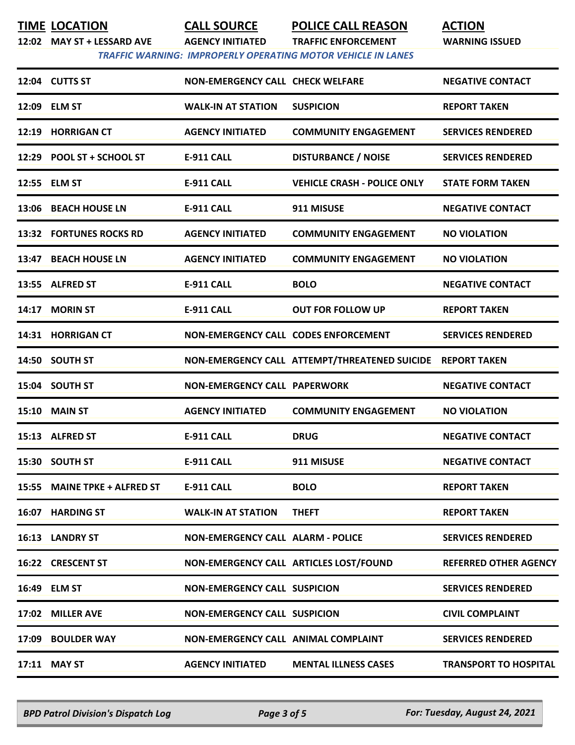| TIME | LOCATION | CALL SOURCE | POLICE CALL REASON | ACTION |
|---|---|---|---|---|
| 12:02 | MAY ST + LESSARD AVE | AGENCY INITIATED | TRAFFIC ENFORCEMENT | WARNING ISSUED |
| | | *TRAFFIC WARNING: IMPROPERLY OPERATING MOTOR VEHICLE IN LANES* | | |
| 12:04 | CUTTS ST | NON-EMERGENCY CALL | CHECK WELFARE | NEGATIVE CONTACT |
| 12:09 | ELM ST | WALK-IN AT STATION | SUSPICION | REPORT TAKEN |
| 12:19 | HORRIGAN CT | AGENCY INITIATED | COMMUNITY ENGAGEMENT | SERVICES RENDERED |
| 12:29 | POOL ST + SCHOOL ST | E-911 CALL | DISTURBANCE / NOISE | SERVICES RENDERED |
| 12:55 | ELM ST | E-911 CALL | VEHICLE CRASH - POLICE ONLY | STATE FORM TAKEN |
| 13:06 | BEACH HOUSE LN | E-911 CALL | 911 MISUSE | NEGATIVE CONTACT |
| 13:32 | FORTUNES ROCKS RD | AGENCY INITIATED | COMMUNITY ENGAGEMENT | NO VIOLATION |
| 13:47 | BEACH HOUSE LN | AGENCY INITIATED | COMMUNITY ENGAGEMENT | NO VIOLATION |
| 13:55 | ALFRED ST | E-911 CALL | BOLO | NEGATIVE CONTACT |
| 14:17 | MORIN ST | E-911 CALL | OUT FOR FOLLOW UP | REPORT TAKEN |
| 14:31 | HORRIGAN CT | NON-EMERGENCY CALL | CODES ENFORCEMENT | SERVICES RENDERED |
| 14:50 | SOUTH ST | NON-EMERGENCY CALL | ATTEMPT/THREATENED SUICIDE | REPORT TAKEN |
| 15:04 | SOUTH ST | NON-EMERGENCY CALL | PAPERWORK | NEGATIVE CONTACT |
| 15:10 | MAIN ST | AGENCY INITIATED | COMMUNITY ENGAGEMENT | NO VIOLATION |
| 15:13 | ALFRED ST | E-911 CALL | DRUG | NEGATIVE CONTACT |
| 15:30 | SOUTH ST | E-911 CALL | 911 MISUSE | NEGATIVE CONTACT |
| 15:55 | MAINE TPKE + ALFRED ST | E-911 CALL | BOLO | REPORT TAKEN |
| 16:07 | HARDING ST | WALK-IN AT STATION | THEFT | REPORT TAKEN |
| 16:13 | LANDRY ST | NON-EMERGENCY CALL | ALARM - POLICE | SERVICES RENDERED |
| 16:22 | CRESCENT ST | NON-EMERGENCY CALL | ARTICLES LOST/FOUND | REFERRED OTHER AGENCY |
| 16:49 | ELM ST | NON-EMERGENCY CALL | SUSPICION | SERVICES RENDERED |
| 17:02 | MILLER AVE | NON-EMERGENCY CALL | SUSPICION | CIVIL COMPLAINT |
| 17:09 | BOULDER WAY | NON-EMERGENCY CALL | ANIMAL COMPLAINT | SERVICES RENDERED |
| 17:11 | MAY ST | AGENCY INITIATED | MENTAL ILLNESS CASES | TRANSPORT TO HOSPITAL |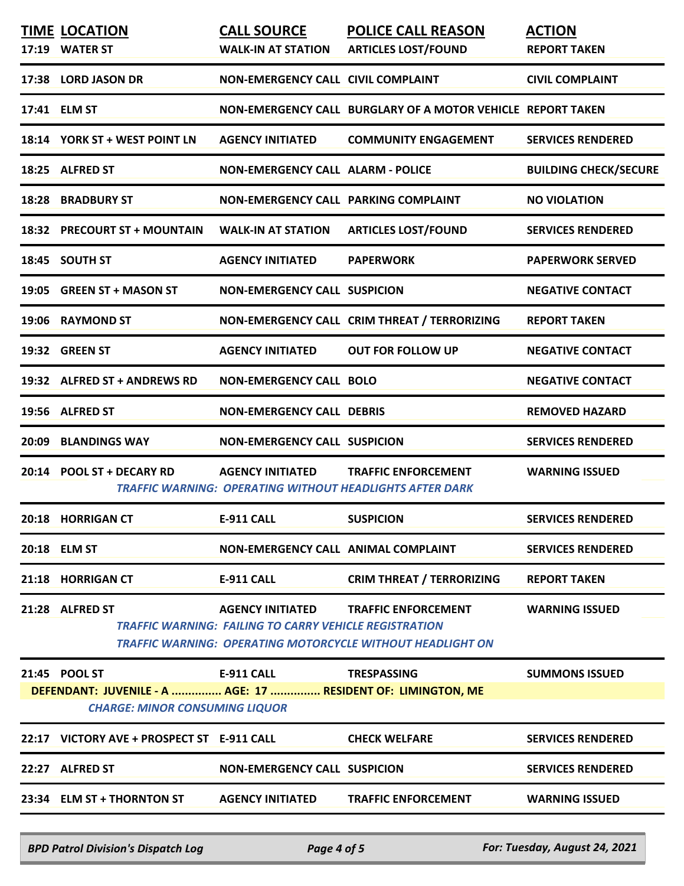| TIME | LOCATION | CALL SOURCE | POLICE CALL REASON | ACTION |
|---|---|---|---|---|
| 17:19 | WATER ST | WALK-IN AT STATION | ARTICLES LOST/FOUND | REPORT TAKEN |
| 17:38 | LORD JASON DR | NON-EMERGENCY CALL | CIVIL COMPLAINT | CIVIL COMPLAINT |
| 17:41 | ELM ST | NON-EMERGENCY CALL | BURGLARY OF A MOTOR VEHICLE | REPORT TAKEN |
| 18:14 | YORK ST + WEST POINT LN | AGENCY INITIATED | COMMUNITY ENGAGEMENT | SERVICES RENDERED |
| 18:25 | ALFRED ST | NON-EMERGENCY CALL | ALARM - POLICE | BUILDING CHECK/SECURE |
| 18:28 | BRADBURY ST | NON-EMERGENCY CALL | PARKING COMPLAINT | NO VIOLATION |
| 18:32 | PRECOURT ST + MOUNTAIN | WALK-IN AT STATION | ARTICLES LOST/FOUND | SERVICES RENDERED |
| 18:45 | SOUTH ST | AGENCY INITIATED | PAPERWORK | PAPERWORK SERVED |
| 19:05 | GREEN ST + MASON ST | NON-EMERGENCY CALL | SUSPICION | NEGATIVE CONTACT |
| 19:06 | RAYMOND ST | NON-EMERGENCY CALL | CRIM THREAT / TERRORIZING | REPORT TAKEN |
| 19:32 | GREEN ST | AGENCY INITIATED | OUT FOR FOLLOW UP | NEGATIVE CONTACT |
| 19:32 | ALFRED ST + ANDREWS RD | NON-EMERGENCY CALL | BOLO | NEGATIVE CONTACT |
| 19:56 | ALFRED ST | NON-EMERGENCY CALL | DEBRIS | REMOVED HAZARD |
| 20:09 | BLANDINGS WAY | NON-EMERGENCY CALL | SUSPICION | SERVICES RENDERED |
| 20:14 | POOL ST + DECARY RD | AGENCY INITIATED | TRAFFIC ENFORCEMENT | WARNING ISSUED |
| | | *TRAFFIC WARNING: OPERATING WITHOUT HEADLIGHTS AFTER DARK* | | |
| 20:18 | HORRIGAN CT | E-911 CALL | SUSPICION | SERVICES RENDERED |
| 20:18 | ELM ST | NON-EMERGENCY CALL | ANIMAL COMPLAINT | SERVICES RENDERED |
| 21:18 | HORRIGAN CT | E-911 CALL | CRIM THREAT / TERRORIZING | REPORT TAKEN |
| 21:28 | ALFRED ST | AGENCY INITIATED | TRAFFIC ENFORCEMENT | WARNING ISSUED |
| | | *TRAFFIC WARNING: FAILING TO CARRY VEHICLE REGISTRATION* | | |
| | | *TRAFFIC WARNING: OPERATING MOTORCYCLE WITHOUT HEADLIGHT ON* | | |
| 21:45 | POOL ST | E-911 CALL | TRESPASSING | SUMMONS ISSUED |
| | **DEFENDANT: JUVENILE - A ............... AGE: 17 ............... RESIDENT OF: LIMINGTON, ME** | | | |
| | *CHARGE: MINOR CONSUMING LIQUOR* | | | |
| 22:17 | VICTORY AVE + PROSPECT ST | E-911 CALL | CHECK WELFARE | SERVICES RENDERED |
| 22:27 | ALFRED ST | NON-EMERGENCY CALL | SUSPICION | SERVICES RENDERED |
| 23:34 | ELM ST + THORNTON ST | AGENCY INITIATED | TRAFFIC ENFORCEMENT | WARNING ISSUED |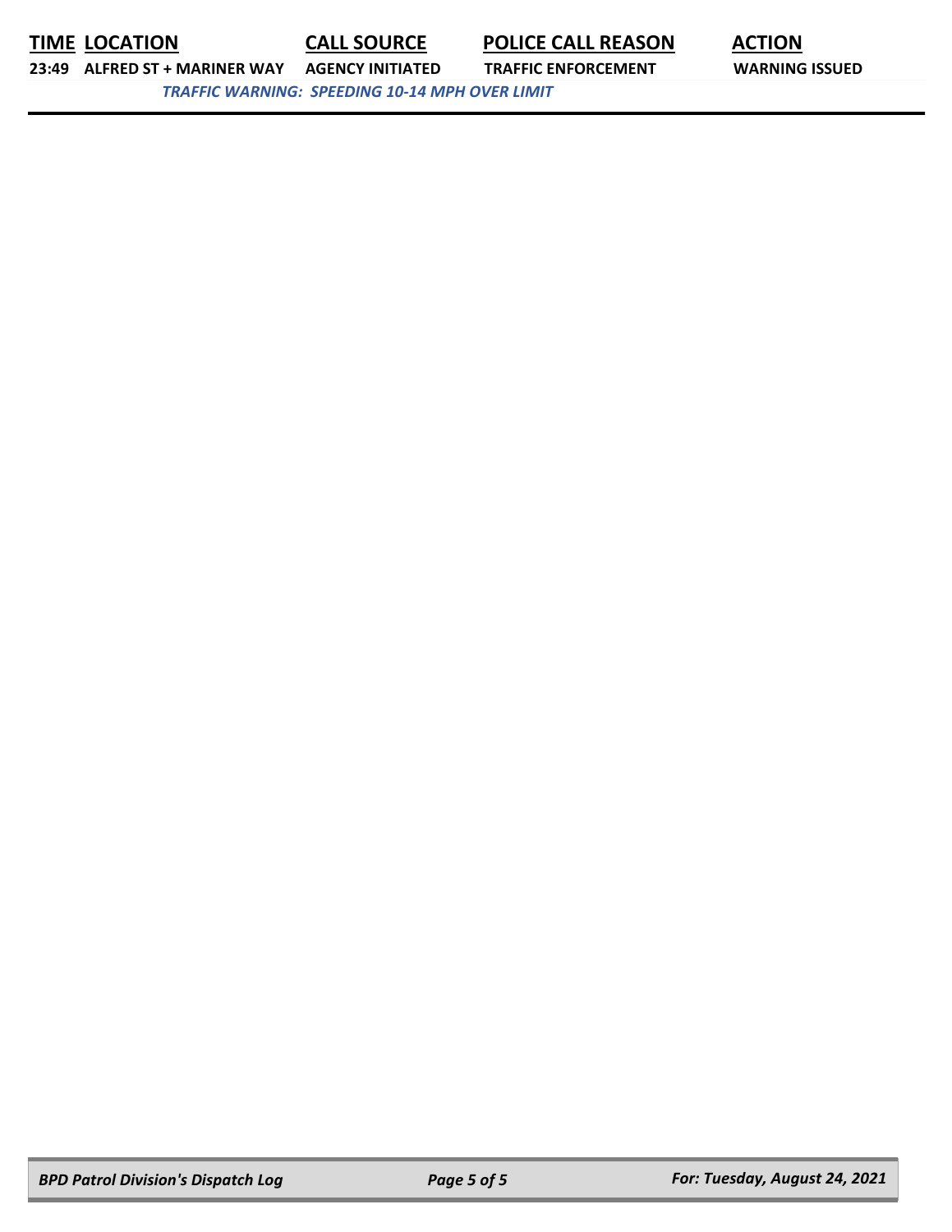| TIME | LOCATION | CALL SOURCE | POLICE CALL REASON | ACTION |
|---|---|---|---|---|
| 23:49 | ALFRED ST + MARINER WAY | AGENCY INITIATED | TRAFFIC ENFORCEMENT | WARNING ISSUED |
| | *TRAFFIC WARNING: SPEEDING 10-14 MPH OVER LIMIT* | | | |